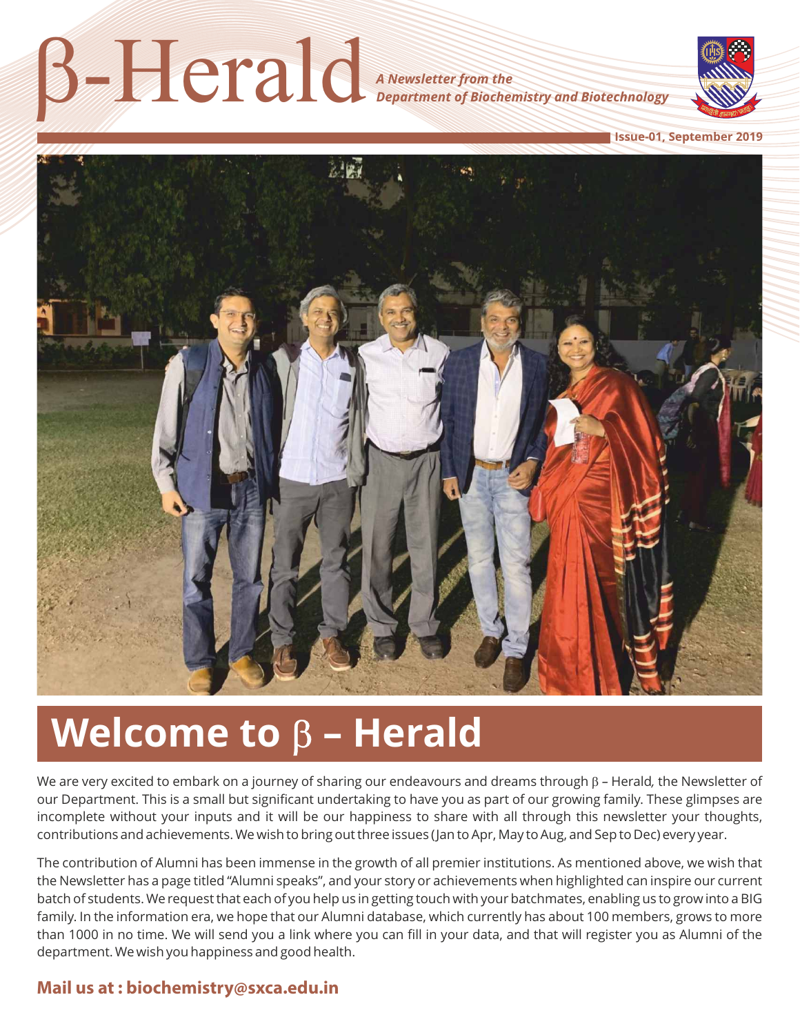# β-Herald

*A Newsletter from the Department of Biochemistry and Biotechnology*

**Issue-01, September 2019**

## Welcome to β – Herald

We are very excited to embark on a journey of sharing our endeavours and dreams through β – Herald, the Newsletter of our Department. This is a small but significant undertaking to have you as part of our growing family. These glimpses are incomplete without your inputs and it will be our happiness to share with all through this newsletter your thoughts, contributions and achievements. We wish to bring out three issues (Jan to Apr, May to Aug, and Sep to Dec) every year.

The contribution of Alumni has been immense in the growth of all premier institutions. As mentioned above, we wish that the Newsletter has a page titled "Alumni speaks", and your story or achievements when highlighted can inspire our current batch of students. We request that each of you help us in getting touch with your batchmates, enabling us to grow into a BIG family. In the information era, we hope that our Alumni database, which currently has about 100 members, grows to more than 1000 in no time. We will send you a link where you can fill in your data, and that will register you as Alumni of the department. We wish you happiness and good health.

**Mail us at : biochemistry@sxca.edu.in**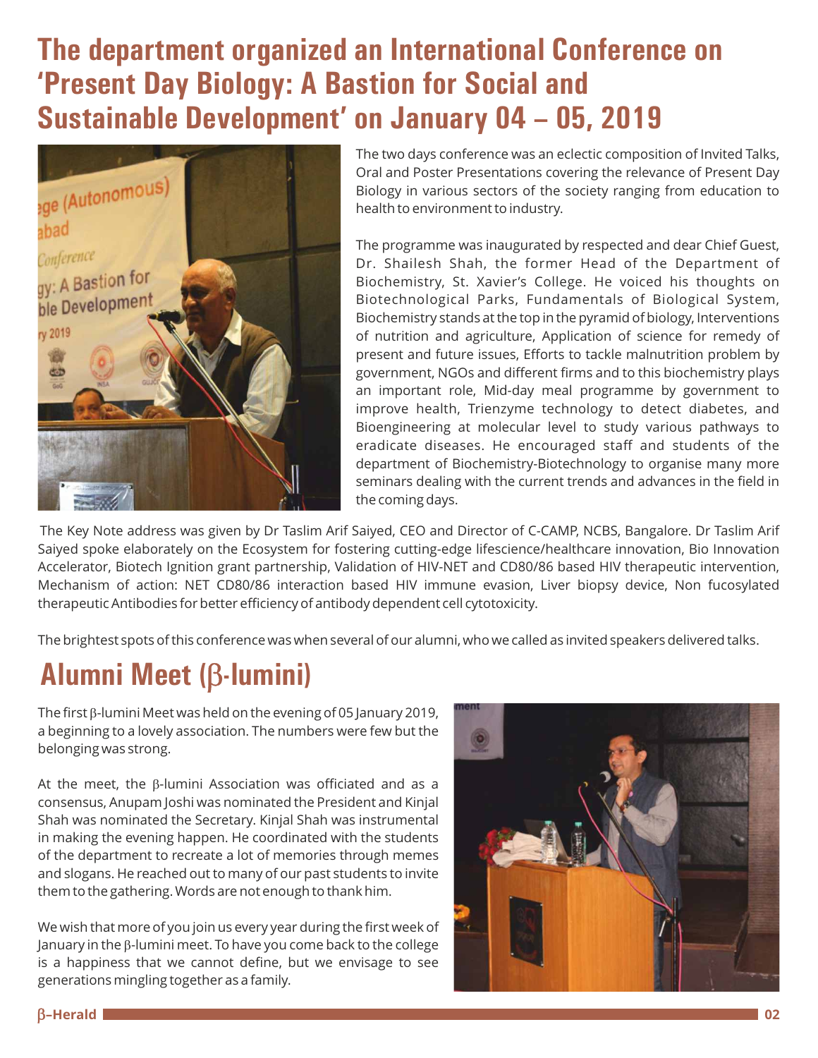# The department organized an International Conference on 'Present Day Biology: A Bastion for Social and Sustainable Development' on January 04 – 05, 2019

The two days conference was an eclectic composition of Invited Talks, Oral and Poster Presentations covering the relevance of Present Day Biology in various sectors of the society ranging from education to health to environment to industry.

The programme was inaugurated by respected and dear Chief Guest, Dr. Shailesh Shah, the former Head of the Department of Biochemistry, St. Xavier's College. He voiced his thoughts on Biotechnological Parks, Fundamentals of Biological System, Biochemistry stands at the top in the pyramid of biology, Interventions of nutrition and agriculture, Application of science for remedy of present and future issues, Efforts to tackle malnutrition problem by government, NGOs and different firms and to this biochemistry plays an important role, Mid-day meal programme by government to improve health, Trienzyme technology to detect diabetes, and Bioengineering at molecular level to study various pathways to eradicate diseases. He encouraged staff and students of the department of Biochemistry-Biotechnology to organise many more seminars dealing with the current trends and advances in the field in the coming days.

The Key Note address was given by Dr Taslim Arif Saiyed, CEO and Director of C-CAMP, NCBS, Bangalore. Dr Taslim Arif Saiyed spoke elaborately on the Ecosystem for fostering cutting-edge lifescience/healthcare innovation, Bio Innovation Accelerator, Biotech Ignition grant partnership, Validation of HIV-NET and CD80/86 based HIV therapeutic intervention, Mechanism of action: NET CD80/86 interaction based HIV immune evasion, Liver biopsy device, Non fucosylated therapeutic Antibodies for better efficiency of antibody dependent cell cytotoxicity.

The brightest spots of this conference was when several of our alumni, who we called as invited speakers delivered talks.

# Alumni Meet (β-lumini)

The first β-lumini Meet was held on the evening of 05 January 2019, a beginning to a lovely association. The numbers were few but the belonging was strong.

At the meet, the β-lumini Association was officiated and as a consensus, Anupam Joshi was nominated the President and Kinjal Shah was nominated the Secretary. Kinjal Shah was instrumental in making the evening happen. He coordinated with the students of the department to recreate a lot of memories through memes and slogans. He reached out to many of our past students to invite them to the gathering. Words are not enough to thank him.

We wish that more of you join us every year during the first week of January in the β-lumini meet. To have you come back to the college is a happiness that we cannot define, but we envisage to see generations mingling together as a family.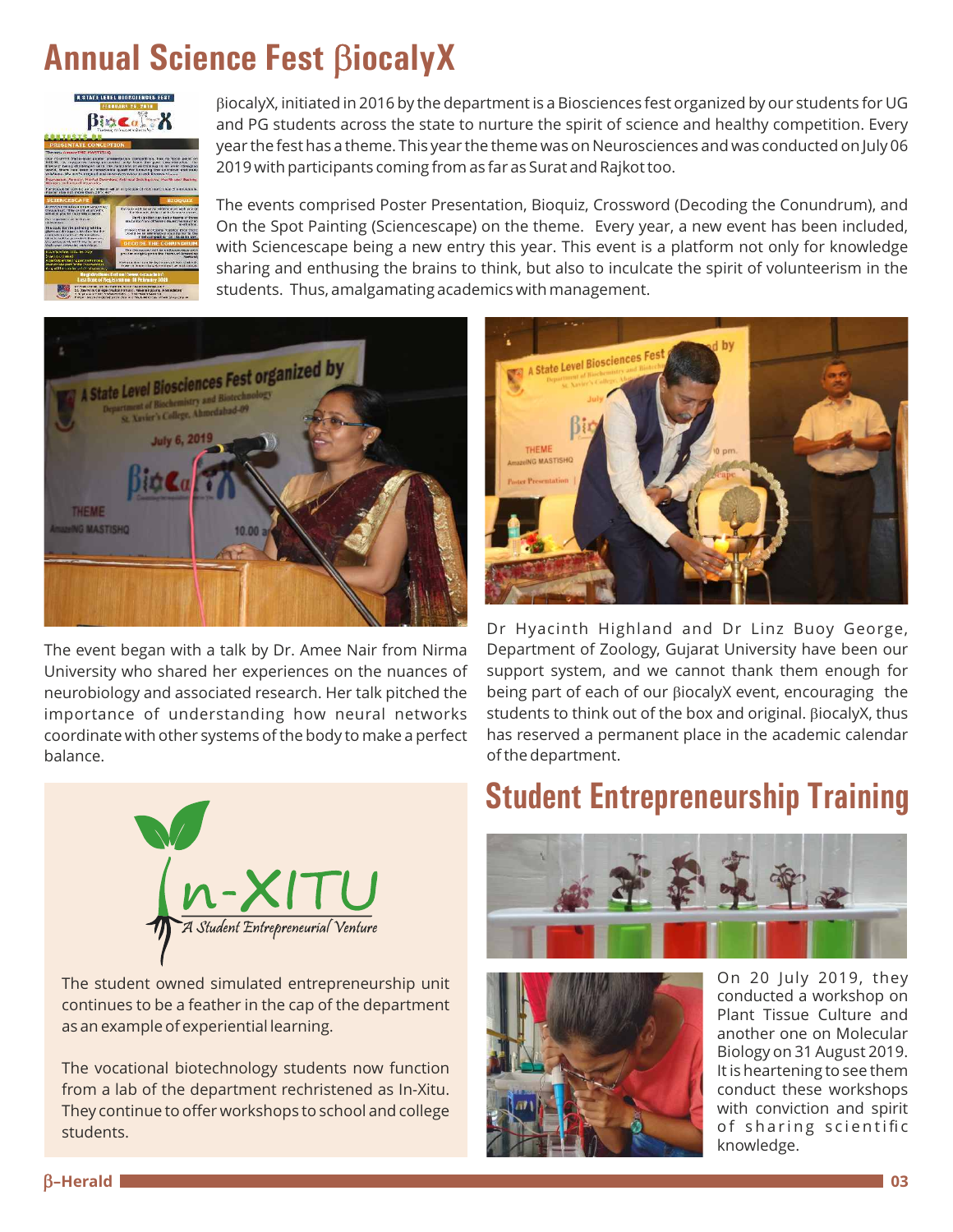# Annual Science Fest βiocalyX

βiocalyX, initiated in 2016 by the department is a Biosciences fest organized by our students for UG and PG students across the state to nurture the spirit of science and healthy competition. Every year the fest has a theme. This year the theme was on Neurosciences and was conducted on July 06 2019 with participants coming from as far as Surat and Rajkot too.

The events comprised Poster Presentation, Bioquiz, Crossword (Decoding the Conundrum), and On the Spot Painting (Sciencescape) on the theme. Every year, a new event has been included, with Sciencescape being a new entry this year. This event is a platform not only for knowledge sharing and enthusing the brains to think, but also to inculcate the spirit of volunteerism in the students. Thus, amalgamating academics with management.

The event began with a talk by Dr. Amee Nair from Nirma University who shared her experiences on the nuances of neurobiology and associated research. Her talk pitched the importance of understanding how neural networks coordinate with other systems of the body to make a perfect balance.

Dr Hyacinth Highland and Dr Linz Buoy George, Department of Zoology, Gujarat University have been our support system, and we cannot thank them enough for being part of each of our βiocalyX event, encouraging the students to think out of the box and original. βiocalyX, thus has reserved a permanent place in the academic calendar of the department.

In-XITU

*A Student Entrepreneurial Venture*

The student owned simulated entrepreneurship unit continues to be a feather in the cap of the department as an example of experiential learning.

The vocational biotechnology students now function from a lab of the department rechristened as In-Xitu. They continue to offer workshops to school and college students.

# Student Entrepreneurship Training

On 20 July 2019, they conducted a workshop on Plant Tissue Culture and another one on Molecular Biology on 31 August 2019. It is heartening to see them conduct these workshops with conviction and spirit of sharing scientific knowledge.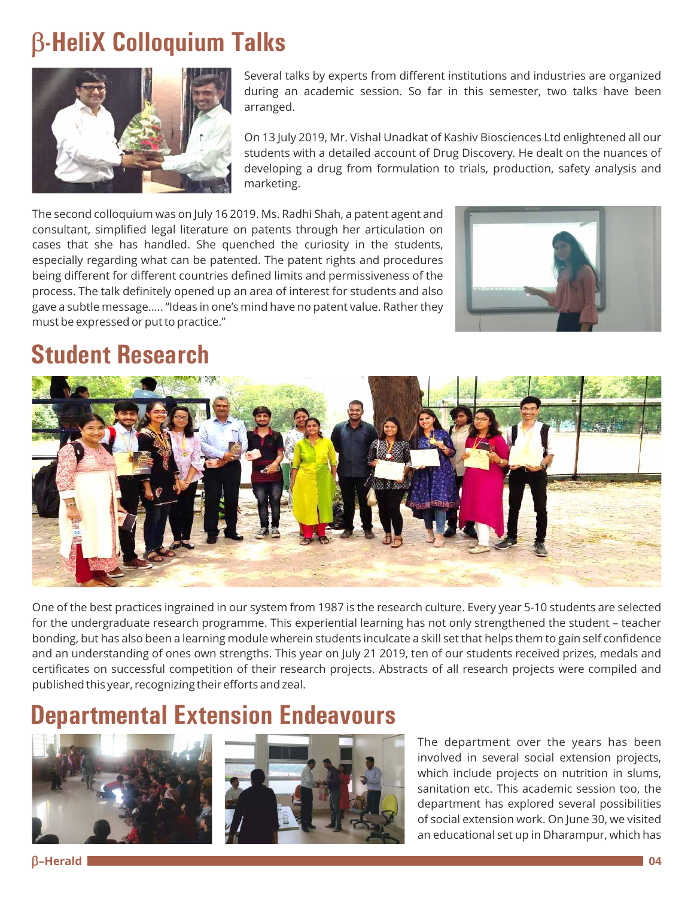# β-HeliX Colloquium Talks

Several talks by experts from different institutions and industries are organized during an academic session. So far in this semester, two talks have been arranged.

On 13 July 2019, Mr. Vishal Unadkat of Kashiv Biosciences Ltd enlightened all our students with a detailed account of Drug Discovery. He dealt on the nuances of developing a drug from formulation to trials, production, safety analysis and marketing.

The second colloquium was on July 16 2019. Ms. Radhi Shah, a patent agent and consultant, simplified legal literature on patents through her articulation on cases that she has handled. She quenched the curiosity in the students, especially regarding what can be patented. The patent rights and procedures being different for different countries defined limits and permissiveness of the process. The talk definitely opened up an area of interest for students and also gave a subtle message..... "Ideas in one's mind have no patent value. Rather they must be expressed or put to practice."

# Student Research

One of the best practices ingrained in our system from 1987 is the research culture. Every year 5-10 students are selected for the undergraduate research programme. This experiential learning has not only strengthened the student – teacher bonding, but has also been a learning module wherein students inculcate a skill set that helps them to gain self confidence and an understanding of ones own strengths. This year on July 21 2019, ten of our students received prizes, medals and certificates on successful competition of their research projects. Abstracts of all research projects were compiled and published this year, recognizing their efforts and zeal.

# Departmental Extension Endeavours

The department over the years has been involved in several social extension projects, which include projects on nutrition in slums, sanitation etc. This academic session too, the department has explored several possibilities of social extension work. On June 30, we visited an educational set up in Dharampur, which has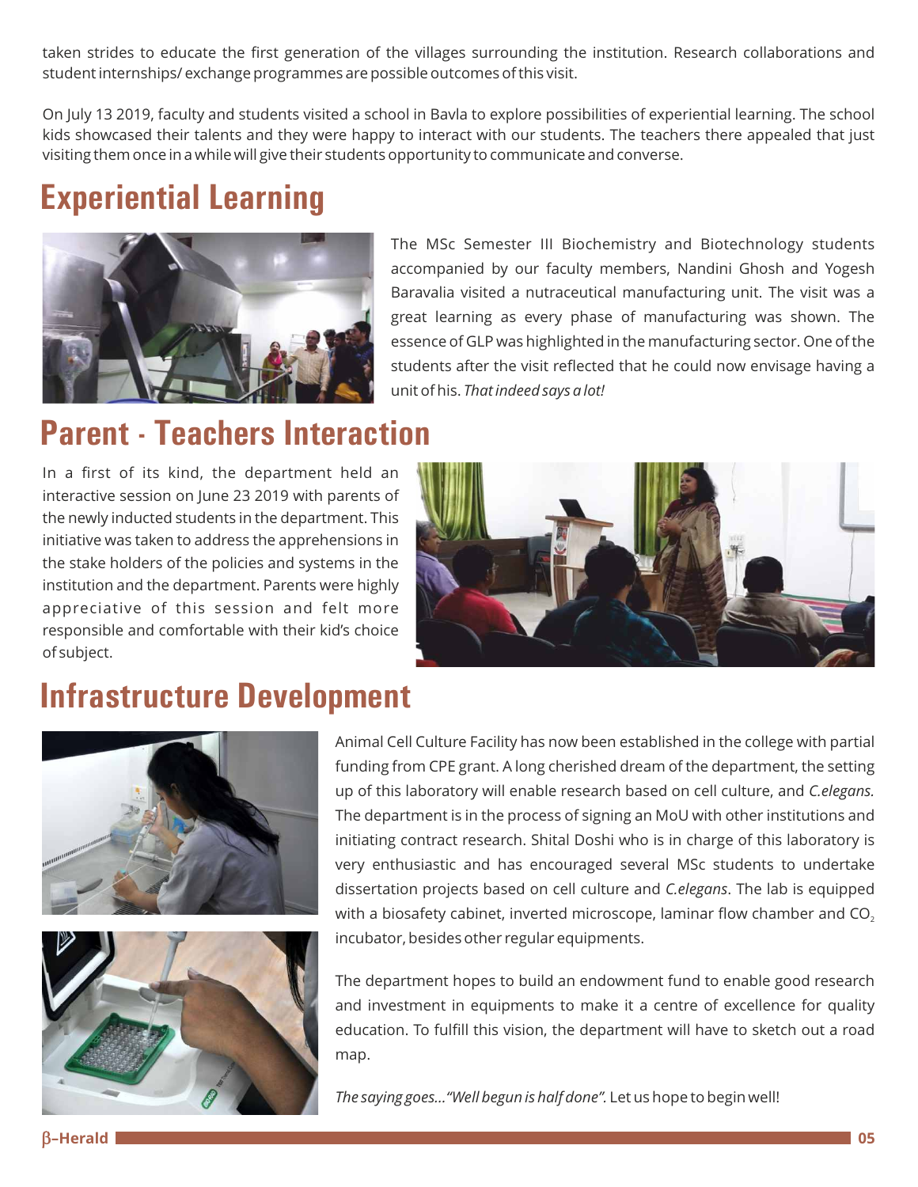taken strides to educate the first generation of the villages surrounding the institution. Research collaborations and student internships/ exchange programmes are possible outcomes of this visit.

On July 13 2019, faculty and students visited a school in Bavla to explore possibilities of experiential learning. The school kids showcased their talents and they were happy to interact with our students. The teachers there appealed that just visiting them once in a while will give their students opportunity to communicate and converse.

## Experiential Learning

The MSc Semester III Biochemistry and Biotechnology students accompanied by our faculty members, Nandini Ghosh and Yogesh Baravalia visited a nutraceutical manufacturing unit. The visit was a great learning as every phase of manufacturing was shown. The essence of GLP was highlighted in the manufacturing sector. One of the students after the visit reflected that he could now envisage having a unit of his. *That indeed says a lot!*

## Parent - Teachers Interaction

In a first of its kind, the department held an interactive session on June 23 2019 with parents of the newly inducted students in the department. This initiative was taken to address the apprehensions in the stake holders of the policies and systems in the institution and the department. Parents were highly appreciative of this session and felt more responsible and comfortable with their kid's choice of subject.

## Infrastructure Development

Animal Cell Culture Facility has now been established in the college with partial funding from CPE grant. A long cherished dream of the department, the setting up of this laboratory will enable research based on cell culture, and *C.elegans.* The department is in the process of signing an MoU with other institutions and initiating contract research. Shital Doshi who is in charge of this laboratory is very enthusiastic and has encouraged several MSc students to undertake dissertation projects based on cell culture and *C.elegans*. The lab is equipped with a biosafety cabinet, inverted microscope, laminar flow chamber and $CO_2$ incubator, besides other regular equipments.

The department hopes to build an endowment fund to enable good research and investment in equipments to make it a centre of excellence for quality education. To fulfill this vision, the department will have to sketch out a road map.

*The saying goes..."Well begun is half done".* Let us hope to begin well!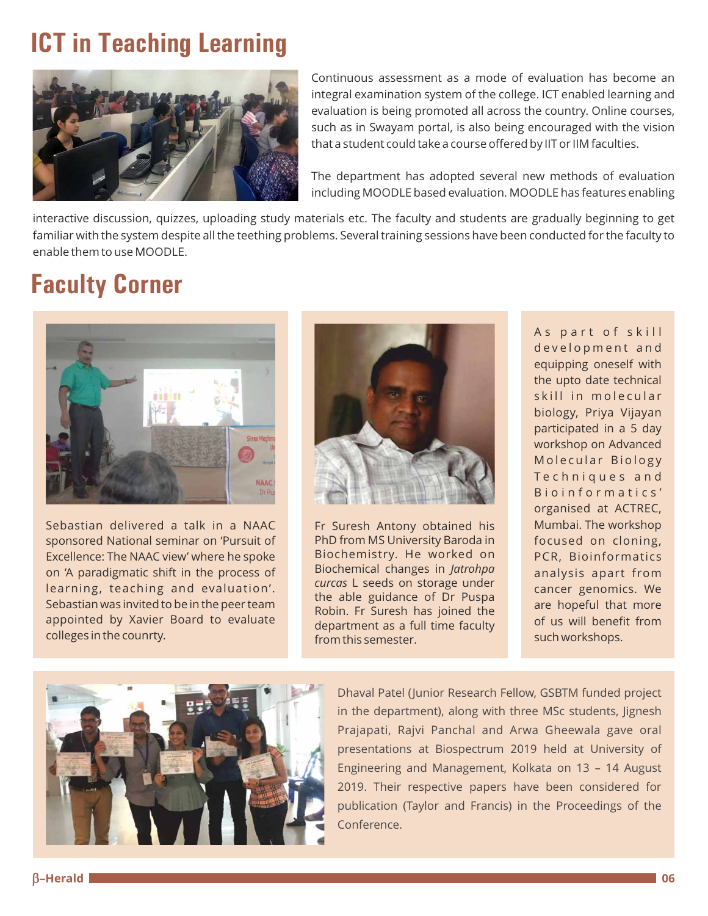# ICT in Teaching Learning

Continuous assessment as a mode of evaluation has become an integral examination system of the college. ICT enabled learning and evaluation is being promoted all across the country. Online courses, such as in Swayam portal, is also being encouraged with the vision that a student could take a course offered by IIT or IIM faculties.

The department has adopted several new methods of evaluation including MOODLE based evaluation. MOODLE has features enabling interactive discussion, quizzes, uploading study materials etc. The faculty and students are gradually beginning to get familiar with the system despite all the teething problems. Several training sessions have been conducted for the faculty to enable them to use MOODLE.

# Faculty Corner

Sebastian delivered a talk in a NAAC sponsored National seminar on 'Pursuit of Excellence: The NAAC view' where he spoke on 'A paradigmatic shift in the process of learning, teaching and evaluation'. Sebastian was invited to be in the peer team appointed by Xavier Board to evaluate colleges in the counrty.

Fr Suresh Antony obtained his PhD from MS University Baroda in Biochemistry. He worked on Biochemical changes in *Jatrohpa curcas* L seeds on storage under the able guidance of Dr Puspa Robin. Fr Suresh has joined the department as a full time faculty from this semester.

As part of skill development and equipping oneself with the upto date technical skill in molecular biology, Priya Vijayan participated in a 5 day workshop on Advanced Molecular Biology Techniques and Bioinformatics' organised at ACTREC, Mumbai. The workshop focused on cloning, PCR, Bioinformatics analysis apart from cancer genomics. We are hopeful that more of us will benefit from such workshops.

Dhaval Patel (Junior Research Fellow, GSBTM funded project in the department), along with three MSc students, Jignesh Prajapati, Rajvi Panchal and Arwa Gheewala gave oral presentations at Biospectrum 2019 held at University of Engineering and Management, Kolkata on 13 – 14 August 2019. Their respective papers have been considered for publication (Taylor and Francis) in the Proceedings of the Conference.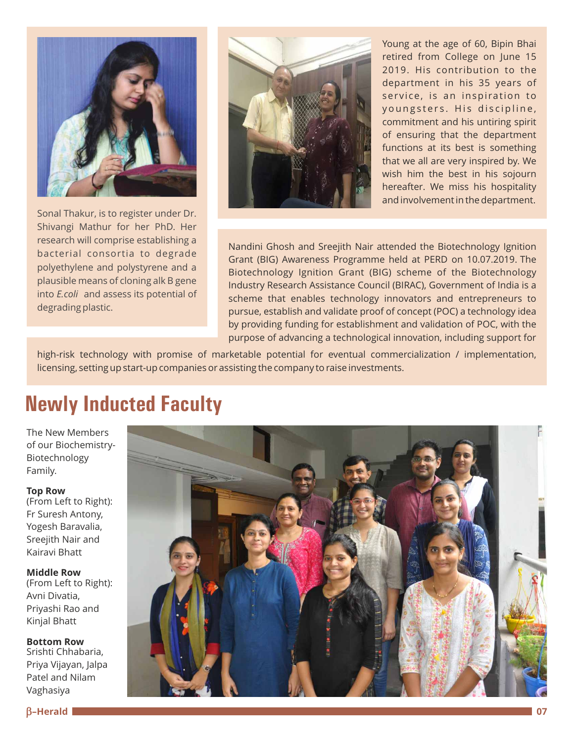Sonal Thakur, is to register under Dr. Shivangi Mathur for her PhD. Her research will comprise establishing a bacterial consortia to degrade polyethylene and polystyrene and a plausible means of cloning alk B gene into *E.coli* and assess its potential of degrading plastic.

Young at the age of 60, Bipin Bhai retired from College on June 15 2019. His contribution to the department in his 35 years of service, is an inspiration to youngsters. His discipline, commitment and his untiring spirit of ensuring that the department functions at its best is something that we all are very inspired by. We wish him the best in his sojourn hereafter. We miss his hospitality and involvement in the department.

Nandini Ghosh and Sreejith Nair attended the Biotechnology Ignition Grant (BIG) Awareness Programme held at PERD on 10.07.2019. The Biotechnology Ignition Grant (BIG) scheme of the Biotechnology Industry Research Assistance Council (BIRAC), Government of India is a scheme that enables technology innovators and entrepreneurs to pursue, establish and validate proof of concept (POC) a technology idea by providing funding for establishment and validation of POC, with the purpose of advancing a technological innovation, including support for high-risk technology with promise of marketable potential for eventual commercialization / implementation, licensing, setting up start-up companies or assisting the company to raise investments.

# Newly Inducted Faculty

The New Members of our Biochemistry-Biotechnology Family.

**Top Row**
(From Left to Right): Fr Suresh Antony, Yogesh Baravalia, Sreejith Nair and Kairavi Bhatt

**Middle Row**
(From Left to Right): Avni Divatia, Priyashi Rao and Kinjal Bhatt

**Bottom Row**
Srishti Chhabaria, Priya Vijayan, Jalpa Patel and Nilam Vaghasiya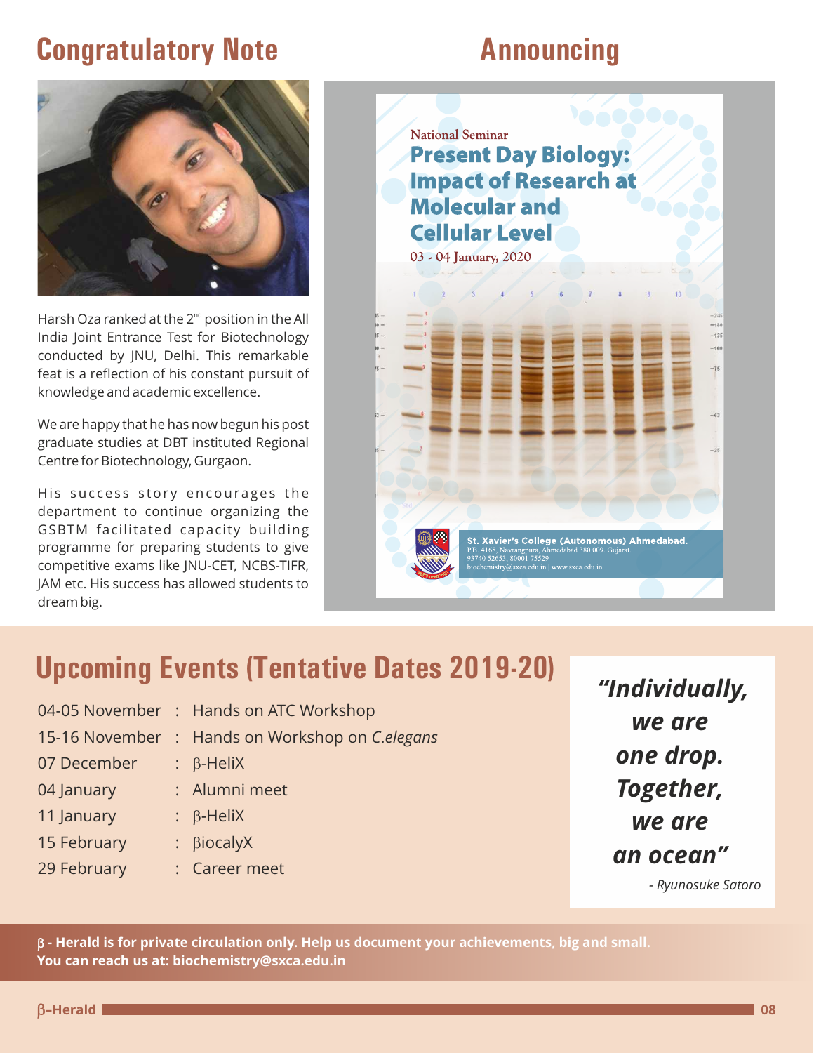## Congratulatory Note

Harsh Oza ranked at the 2nd position in the All India Joint Entrance Test for Biotechnology conducted by JNU, Delhi. This remarkable feat is a reflection of his constant pursuit of knowledge and academic excellence.

We are happy that he has now begun his post graduate studies at DBT instituted Regional Centre for Biotechnology, Gurgaon.

His success story encourages the department to continue organizing the GSBTM facilitated capacity building programme for preparing students to give competitive exams like JNU-CET, NCBS-TIFR, JAM etc. His success has allowed students to dream big.

## Announcing

National Seminar

**Present Day Biology: Impact of Research at Molecular and Cellular Level**

03 - 04 January, 2020

**St. Xavier's College (Autonomous) Ahmedabad.**
P.B. 4168, Navrangpura, Ahmedabad 380 009. Gujarat.
93740 52653, 80001 75529
biochemistry@sxca.edu.in | www.sxca.edu.in

## Upcoming Events (Tentative Dates 2019-20)

| | | |
|---|---|---|
| 04-05 November | : | Hands on ATC Workshop |
| 15-16 November | : | Hands on Workshop on *C.elegans* |
| 07 December | : | β-HeliX |
| 04 January | : | Alumni meet |
| 11 January | : | β-HeliX |
| 15 February | : | βiocalyX |
| 29 February | : | Career meet |

***"Individually, we are one drop. Together, we are an ocean"***

*- Ryunosuke Satoro*

**β - Herald is for private circulation only. Help us document your achievements, big and small. You can reach us at: biochemistry@sxca.edu.in**